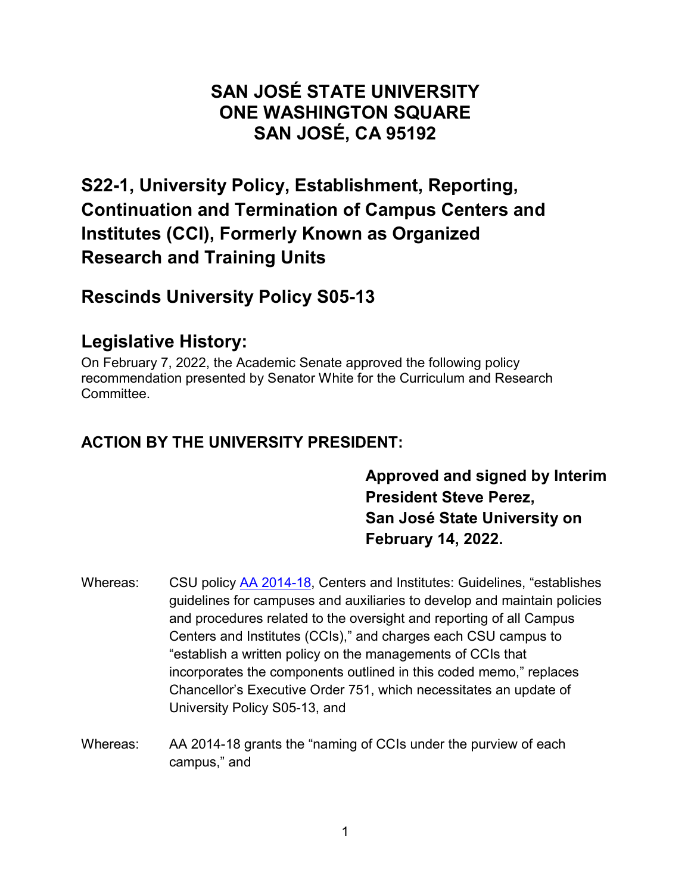# SAN JOSÉ STATE UNIVERSITY
# ONE WASHINGTON SQUARE
# SAN JOSÉ, CA 95192

## S22-1, University Policy, Establishment, Reporting, Continuation and Termination of Campus Centers and Institutes (CCI), Formerly Known as Organized Research and Training Units

## Rescinds University Policy S05-13

## Legislative History:

On February 7, 2022, the Academic Senate approved the following policy recommendation presented by Senator White for the Curriculum and Research Committee.

### ACTION BY THE UNIVERSITY PRESIDENT:

**Approved and signed by Interim President Steve Perez, San José State University on February 14, 2022.**

Whereas: CSU policy AA 2014-18, Centers and Institutes: Guidelines, "establishes guidelines for campuses and auxiliaries to develop and maintain policies and procedures related to the oversight and reporting of all Campus Centers and Institutes (CCIs)," and charges each CSU campus to "establish a written policy on the managements of CCIs that incorporates the components outlined in this coded memo," replaces Chancellor's Executive Order 751, which necessitates an update of University Policy S05-13, and

Whereas: AA 2014-18 grants the "naming of CCIs under the purview of each campus," and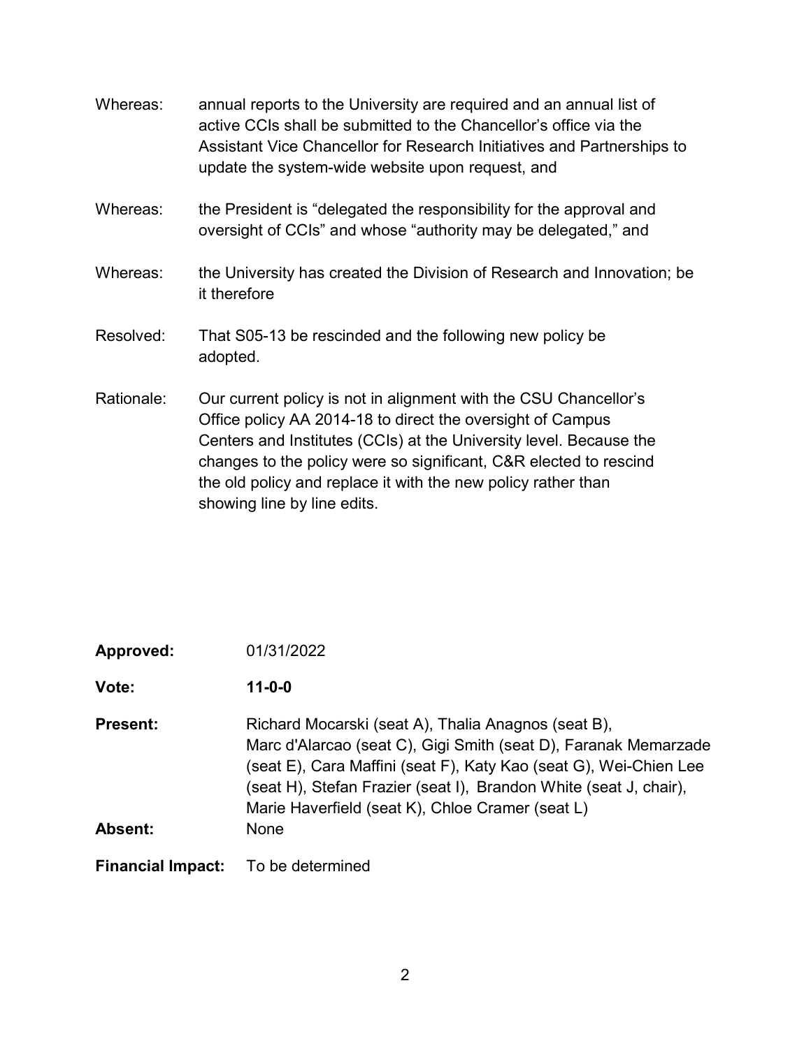Whereas: annual reports to the University are required and an annual list of active CCIs shall be submitted to the Chancellor's office via the Assistant Vice Chancellor for Research Initiatives and Partnerships to update the system-wide website upon request, and

Whereas: the President is "delegated the responsibility for the approval and oversight of CCIs" and whose "authority may be delegated," and

Whereas: the University has created the Division of Research and Innovation; be it therefore

Resolved: That S05-13 be rescinded and the following new policy be adopted.

Rationale: Our current policy is not in alignment with the CSU Chancellor's Office policy AA 2014-18 to direct the oversight of Campus Centers and Institutes (CCIs) at the University level. Because the changes to the policy were so significant, C&R elected to rescind the old policy and replace it with the new policy rather than showing line by line edits.

**Approved:** 01/31/2022

**Vote:** **11-0-0**

**Present:** Richard Mocarski (seat A), Thalia Anagnos (seat B), Marc d'Alarcao (seat C), Gigi Smith (seat D), Faranak Memarzade (seat E), Cara Maffini (seat F), Katy Kao (seat G), Wei-Chien Lee (seat H), Stefan Frazier (seat I), Brandon White (seat J, chair), Marie Haverfield (seat K), Chloe Cramer (seat L)

**Absent:** None

**Financial Impact:** To be determined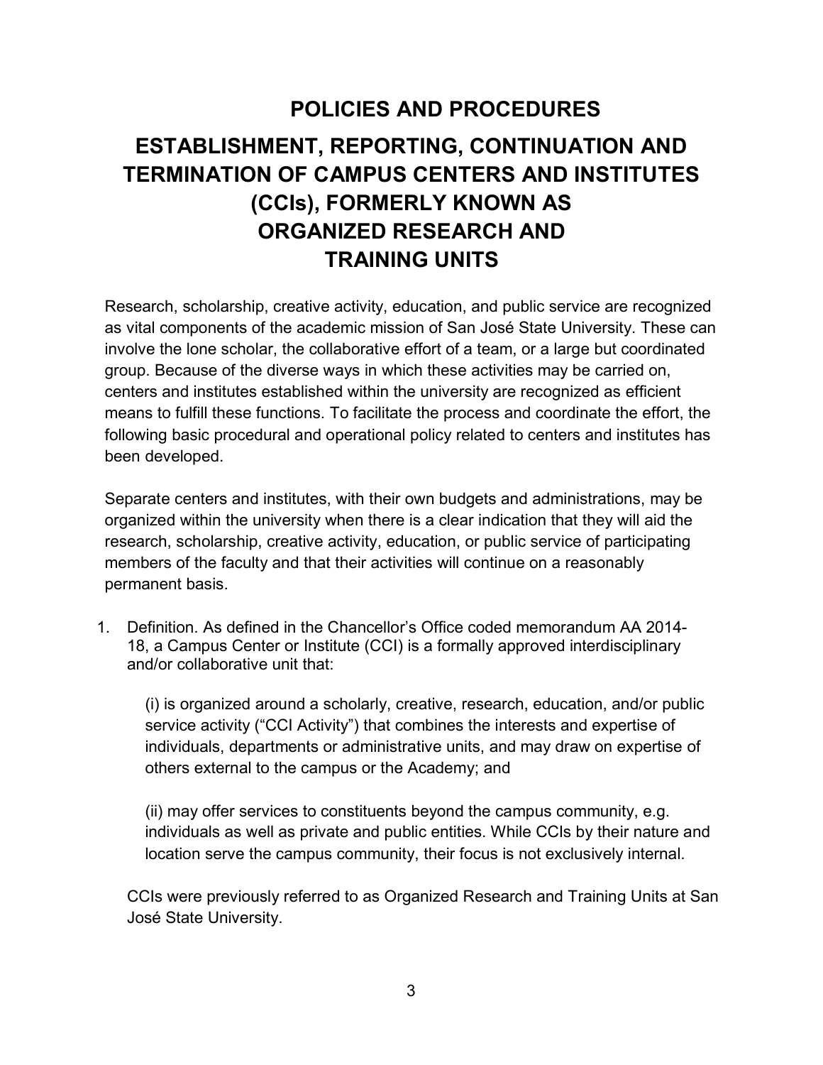# POLICIES AND PROCEDURES

# ESTABLISHMENT, REPORTING, CONTINUATION AND TERMINATION OF CAMPUS CENTERS AND INSTITUTES (CCIs), FORMERLY KNOWN AS ORGANIZED RESEARCH AND TRAINING UNITS

Research, scholarship, creative activity, education, and public service are recognized as vital components of the academic mission of San José State University. These can involve the lone scholar, the collaborative effort of a team, or a large but coordinated group. Because of the diverse ways in which these activities may be carried on, centers and institutes established within the university are recognized as efficient means to fulfill these functions. To facilitate the process and coordinate the effort, the following basic procedural and operational policy related to centers and institutes has been developed.

Separate centers and institutes, with their own budgets and administrations, may be organized within the university when there is a clear indication that they will aid the research, scholarship, creative activity, education, or public service of participating members of the faculty and that their activities will continue on a reasonably permanent basis.

1. Definition. As defined in the Chancellor's Office coded memorandum AA 2014-18, a Campus Center or Institute (CCI) is a formally approved interdisciplinary and/or collaborative unit that:

   (i) is organized around a scholarly, creative, research, education, and/or public service activity ("CCI Activity") that combines the interests and expertise of individuals, departments or administrative units, and may draw on expertise of others external to the campus or the Academy; and

   (ii) may offer services to constituents beyond the campus community, e.g. individuals as well as private and public entities. While CCIs by their nature and location serve the campus community, their focus is not exclusively internal.

   CCIs were previously referred to as Organized Research and Training Units at San José State University.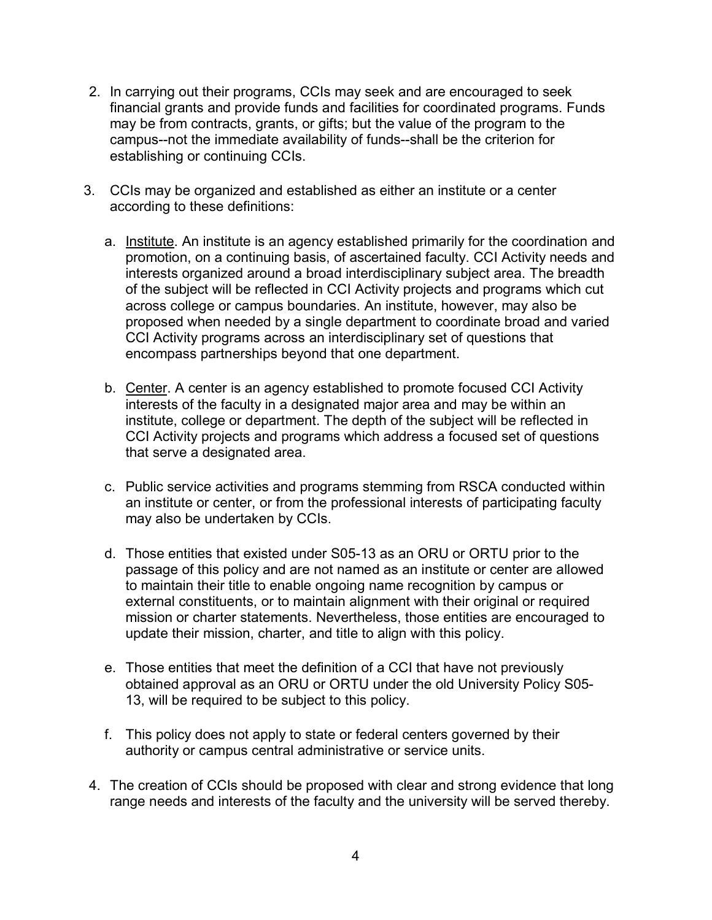2. In carrying out their programs, CCIs may seek and are encouraged to seek financial grants and provide funds and facilities for coordinated programs. Funds may be from contracts, grants, or gifts; but the value of the program to the campus--not the immediate availability of funds--shall be the criterion for establishing or continuing CCIs.

3. CCIs may be organized and established as either an institute or a center according to these definitions:

   a. Institute. An institute is an agency established primarily for the coordination and promotion, on a continuing basis, of ascertained faculty. CCI Activity needs and interests organized around a broad interdisciplinary subject area. The breadth of the subject will be reflected in CCI Activity projects and programs which cut across college or campus boundaries. An institute, however, may also be proposed when needed by a single department to coordinate broad and varied CCI Activity programs across an interdisciplinary set of questions that encompass partnerships beyond that one department.

   b. Center. A center is an agency established to promote focused CCI Activity interests of the faculty in a designated major area and may be within an institute, college or department. The depth of the subject will be reflected in CCI Activity projects and programs which address a focused set of questions that serve a designated area.

   c. Public service activities and programs stemming from RSCA conducted within an institute or center, or from the professional interests of participating faculty may also be undertaken by CCIs.

   d. Those entities that existed under S05-13 as an ORU or ORTU prior to the passage of this policy and are not named as an institute or center are allowed to maintain their title to enable ongoing name recognition by campus or external constituents, or to maintain alignment with their original or required mission or charter statements. Nevertheless, those entities are encouraged to update their mission, charter, and title to align with this policy.

   e. Those entities that meet the definition of a CCI that have not previously obtained approval as an ORU or ORTU under the old University Policy S05-13, will be required to be subject to this policy.

   f. This policy does not apply to state or federal centers governed by their authority or campus central administrative or service units.

4. The creation of CCIs should be proposed with clear and strong evidence that long range needs and interests of the faculty and the university will be served thereby.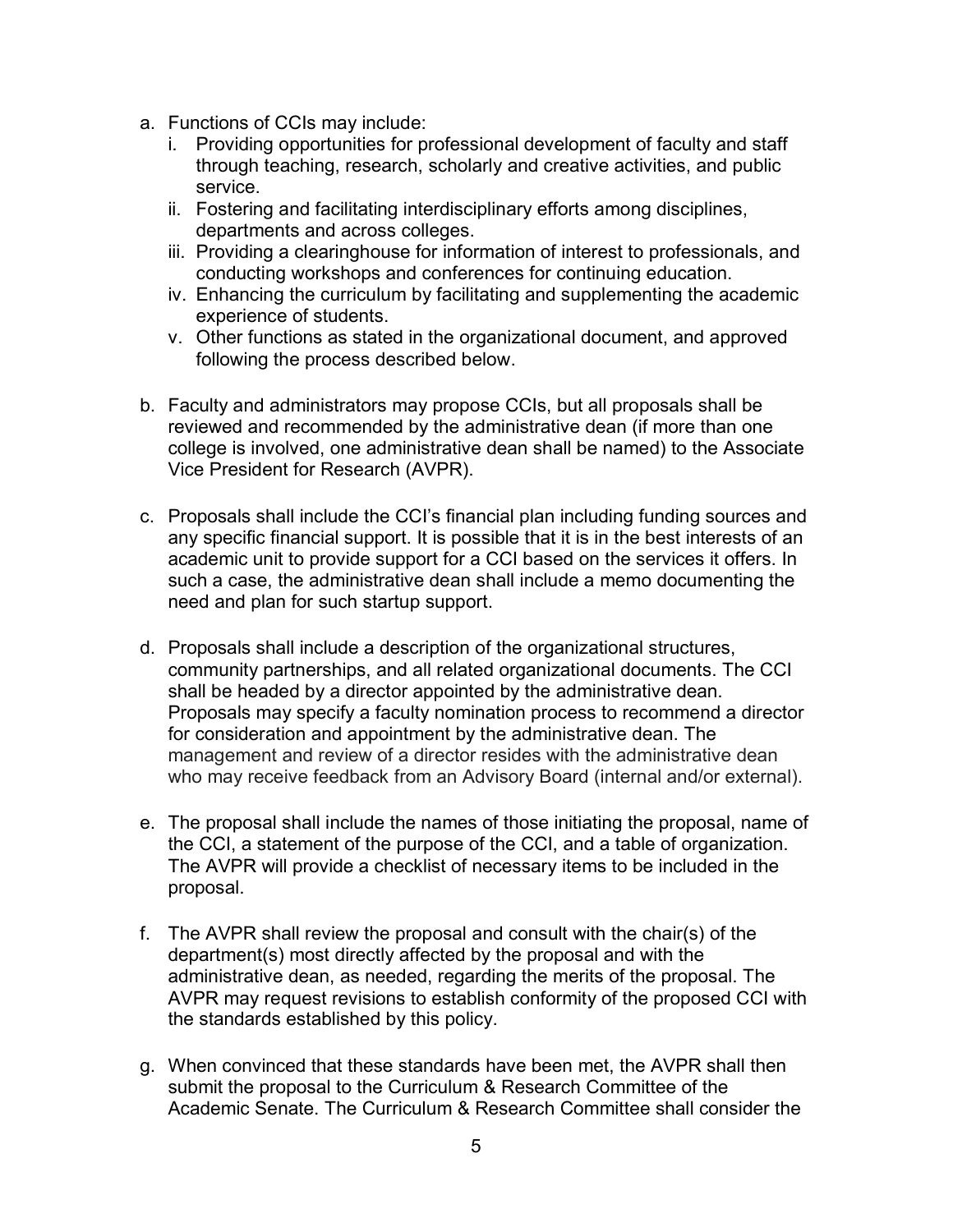a. Functions of CCIs may include:
   i. Providing opportunities for professional development of faculty and staff through teaching, research, scholarly and creative activities, and public service.
   ii. Fostering and facilitating interdisciplinary efforts among disciplines, departments and across colleges.
   iii. Providing a clearinghouse for information of interest to professionals, and conducting workshops and conferences for continuing education.
   iv. Enhancing the curriculum by facilitating and supplementing the academic experience of students.
   v. Other functions as stated in the organizational document, and approved following the process described below.

b. Faculty and administrators may propose CCIs, but all proposals shall be reviewed and recommended by the administrative dean (if more than one college is involved, one administrative dean shall be named) to the Associate Vice President for Research (AVPR).

c. Proposals shall include the CCI's financial plan including funding sources and any specific financial support. It is possible that it is in the best interests of an academic unit to provide support for a CCI based on the services it offers. In such a case, the administrative dean shall include a memo documenting the need and plan for such startup support.

d. Proposals shall include a description of the organizational structures, community partnerships, and all related organizational documents. The CCI shall be headed by a director appointed by the administrative dean. Proposals may specify a faculty nomination process to recommend a director for consideration and appointment by the administrative dean. The management and review of a director resides with the administrative dean who may receive feedback from an Advisory Board (internal and/or external).

e. The proposal shall include the names of those initiating the proposal, name of the CCI, a statement of the purpose of the CCI, and a table of organization. The AVPR will provide a checklist of necessary items to be included in the proposal.

f. The AVPR shall review the proposal and consult with the chair(s) of the department(s) most directly affected by the proposal and with the administrative dean, as needed, regarding the merits of the proposal. The AVPR may request revisions to establish conformity of the proposed CCI with the standards established by this policy.

g. When convinced that these standards have been met, the AVPR shall then submit the proposal to the Curriculum & Research Committee of the Academic Senate. The Curriculum & Research Committee shall consider the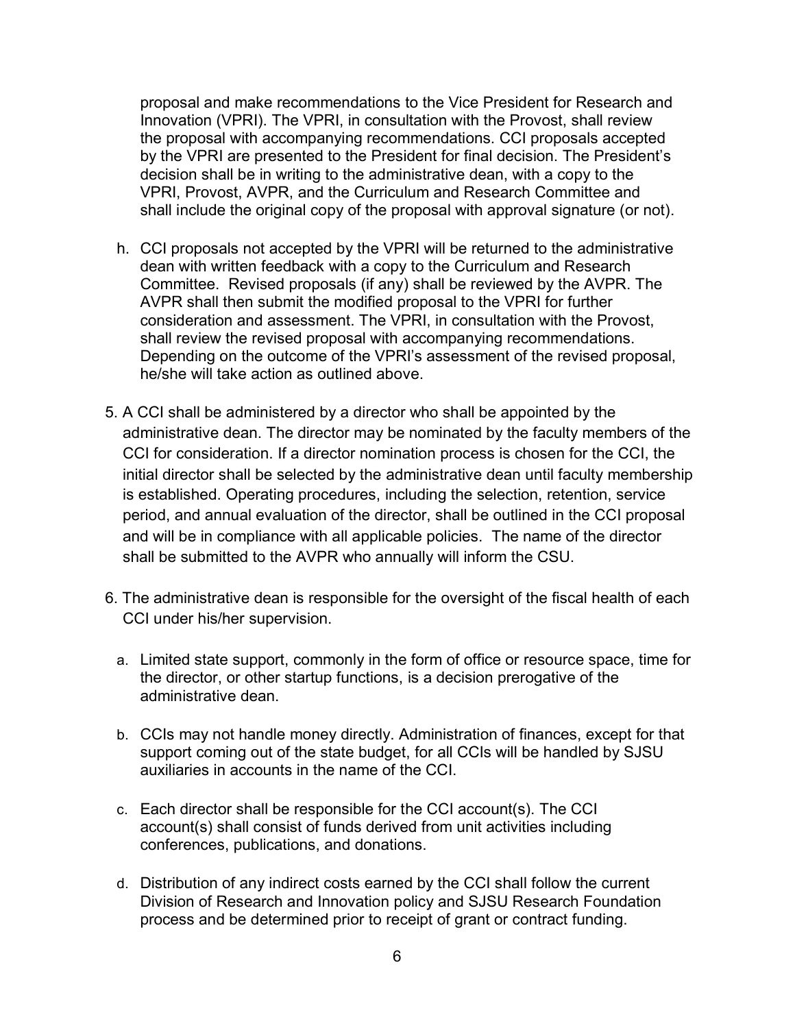proposal and make recommendations to the Vice President for Research and Innovation (VPRI). The VPRI, in consultation with the Provost, shall review the proposal with accompanying recommendations. CCI proposals accepted by the VPRI are presented to the President for final decision. The President's decision shall be in writing to the administrative dean, with a copy to the VPRI, Provost, AVPR, and the Curriculum and Research Committee and shall include the original copy of the proposal with approval signature (or not).

h. CCI proposals not accepted by the VPRI will be returned to the administrative dean with written feedback with a copy to the Curriculum and Research Committee. Revised proposals (if any) shall be reviewed by the AVPR. The AVPR shall then submit the modified proposal to the VPRI for further consideration and assessment. The VPRI, in consultation with the Provost, shall review the revised proposal with accompanying recommendations. Depending on the outcome of the VPRI's assessment of the revised proposal, he/she will take action as outlined above.

5. A CCI shall be administered by a director who shall be appointed by the administrative dean. The director may be nominated by the faculty members of the CCI for consideration. If a director nomination process is chosen for the CCI, the initial director shall be selected by the administrative dean until faculty membership is established. Operating procedures, including the selection, retention, service period, and annual evaluation of the director, shall be outlined in the CCI proposal and will be in compliance with all applicable policies. The name of the director shall be submitted to the AVPR who annually will inform the CSU.

6. The administrative dean is responsible for the oversight of the fiscal health of each CCI under his/her supervision.

   a. Limited state support, commonly in the form of office or resource space, time for the director, or other startup functions, is a decision prerogative of the administrative dean.

   b. CCIs may not handle money directly. Administration of finances, except for that support coming out of the state budget, for all CCIs will be handled by SJSU auxiliaries in accounts in the name of the CCI.

   c. Each director shall be responsible for the CCI account(s). The CCI account(s) shall consist of funds derived from unit activities including conferences, publications, and donations.

   d. Distribution of any indirect costs earned by the CCI shall follow the current Division of Research and Innovation policy and SJSU Research Foundation process and be determined prior to receipt of grant or contract funding.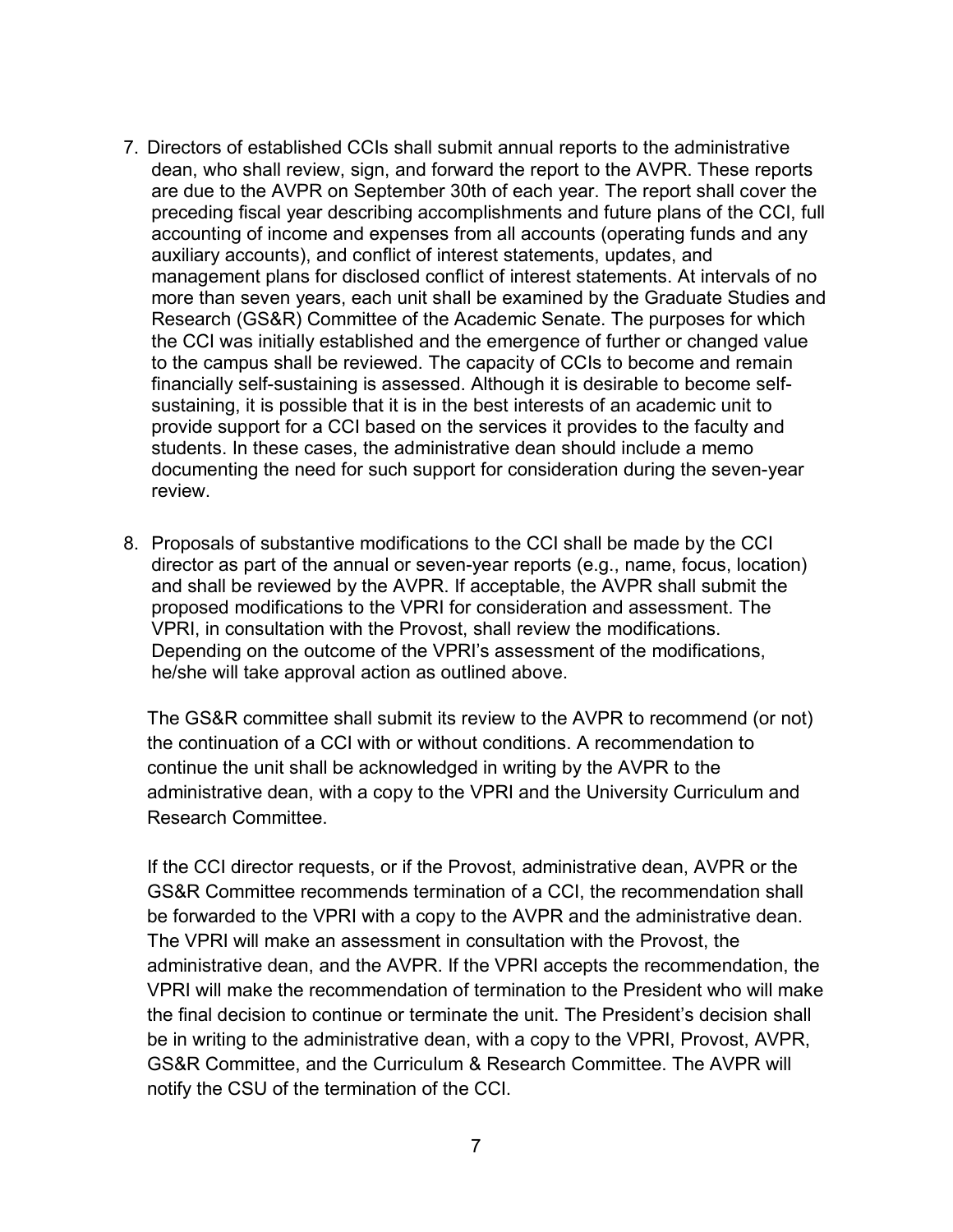7. Directors of established CCIs shall submit annual reports to the administrative dean, who shall review, sign, and forward the report to the AVPR. These reports are due to the AVPR on September 30th of each year. The report shall cover the preceding fiscal year describing accomplishments and future plans of the CCI, full accounting of income and expenses from all accounts (operating funds and any auxiliary accounts), and conflict of interest statements, updates, and management plans for disclosed conflict of interest statements. At intervals of no more than seven years, each unit shall be examined by the Graduate Studies and Research (GS&R) Committee of the Academic Senate. The purposes for which the CCI was initially established and the emergence of further or changed value to the campus shall be reviewed. The capacity of CCIs to become and remain financially self-sustaining is assessed. Although it is desirable to become self-sustaining, it is possible that it is in the best interests of an academic unit to provide support for a CCI based on the services it provides to the faculty and students. In these cases, the administrative dean should include a memo documenting the need for such support for consideration during the seven-year review.

8. Proposals of substantive modifications to the CCI shall be made by the CCI director as part of the annual or seven-year reports (e.g., name, focus, location) and shall be reviewed by the AVPR. If acceptable, the AVPR shall submit the proposed modifications to the VPRI for consideration and assessment. The VPRI, in consultation with the Provost, shall review the modifications. Depending on the outcome of the VPRI's assessment of the modifications, he/she will take approval action as outlined above.

   The GS&R committee shall submit its review to the AVPR to recommend (or not) the continuation of a CCI with or without conditions. A recommendation to continue the unit shall be acknowledged in writing by the AVPR to the administrative dean, with a copy to the VPRI and the University Curriculum and Research Committee.

   If the CCI director requests, or if the Provost, administrative dean, AVPR or the GS&R Committee recommends termination of a CCI, the recommendation shall be forwarded to the VPRI with a copy to the AVPR and the administrative dean. The VPRI will make an assessment in consultation with the Provost, the administrative dean, and the AVPR. If the VPRI accepts the recommendation, the VPRI will make the recommendation of termination to the President who will make the final decision to continue or terminate the unit. The President's decision shall be in writing to the administrative dean, with a copy to the VPRI, Provost, AVPR, GS&R Committee, and the Curriculum & Research Committee. The AVPR will notify the CSU of the termination of the CCI.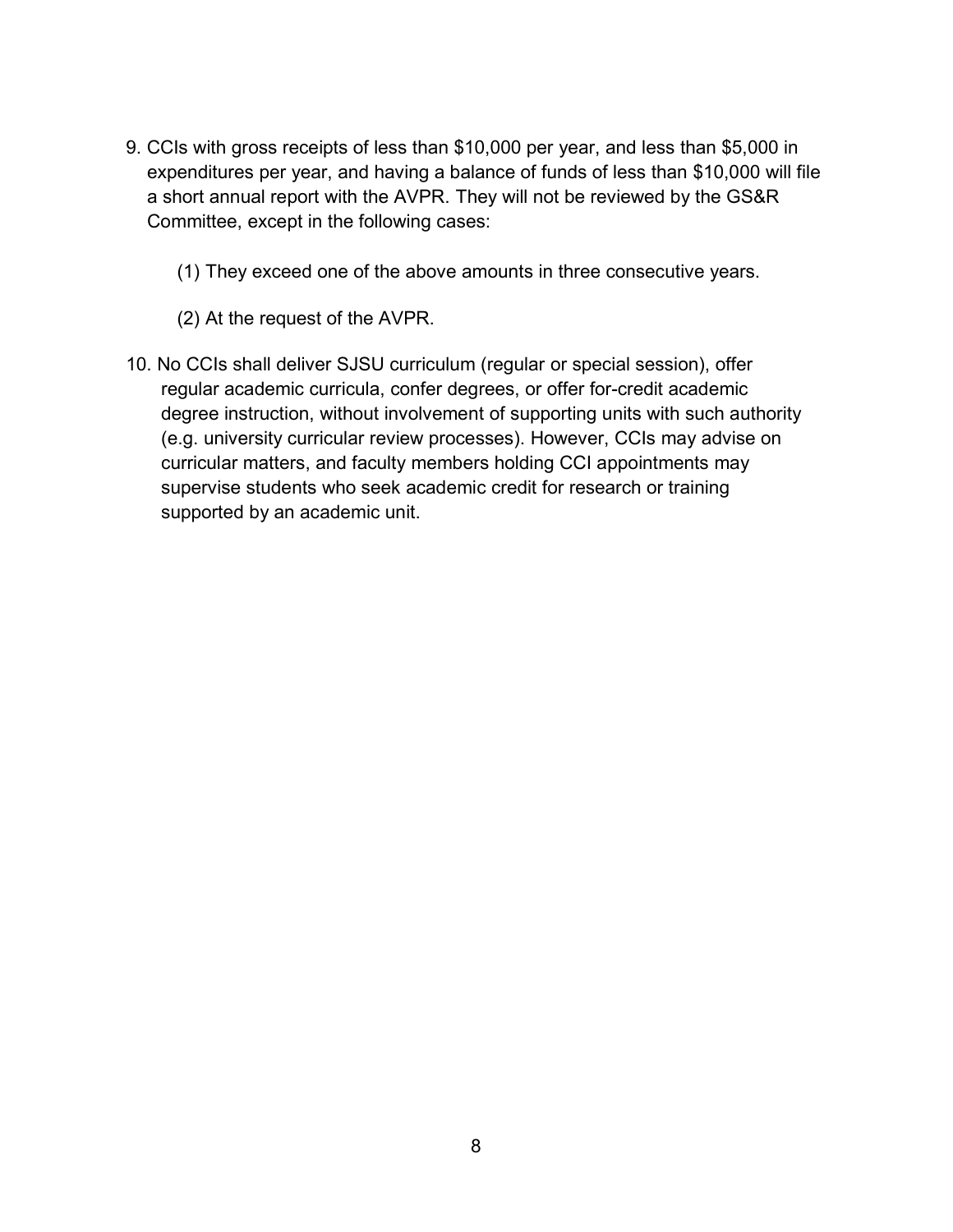9. CCIs with gross receipts of less than $10,000 per year, and less than $5,000 in expenditures per year, and having a balance of funds of less than $10,000 will file a short annual report with the AVPR. They will not be reviewed by the GS&R Committee, except in the following cases:

   (1) They exceed one of the above amounts in three consecutive years.

   (2) At the request of the AVPR.

10. No CCIs shall deliver SJSU curriculum (regular or special session), offer regular academic curricula, confer degrees, or offer for-credit academic degree instruction, without involvement of supporting units with such authority (e.g. university curricular review processes). However, CCIs may advise on curricular matters, and faculty members holding CCI appointments may supervise students who seek academic credit for research or training supported by an academic unit.